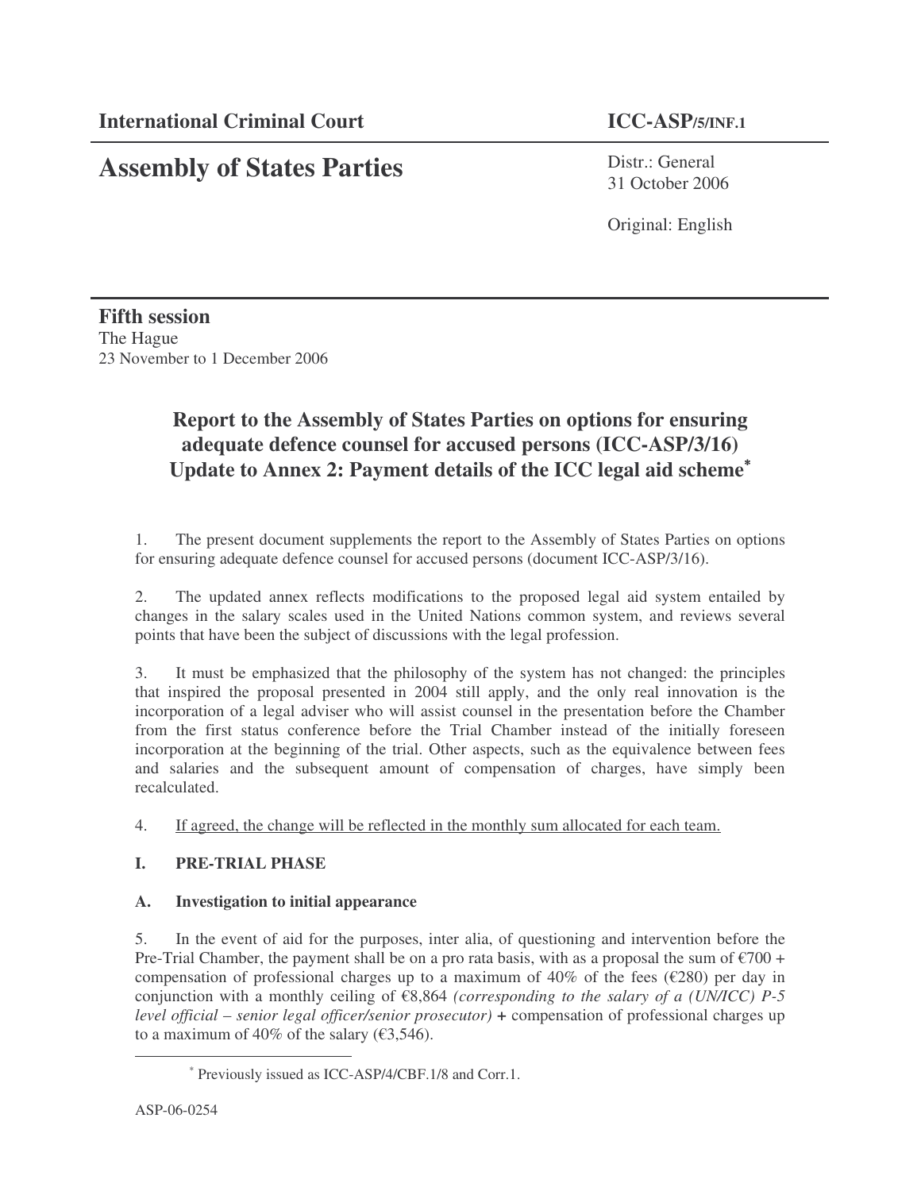**International Criminal Court** **ICC-ASP/5/INF.1**

# Assembly of States Parties

Distr.: General
31 October 2006

Original: English

**Fifth session**
The Hague
23 November to 1 December 2006

## Report to the Assembly of States Parties on options for ensuring adequate defence counsel for accused persons (ICC-ASP/3/16) Update to Annex 2: Payment details of the ICC legal aid scheme*

1. The present document supplements the report to the Assembly of States Parties on options for ensuring adequate defence counsel for accused persons (document ICC-ASP/3/16).

2. The updated annex reflects modifications to the proposed legal aid system entailed by changes in the salary scales used in the United Nations common system, and reviews several points that have been the subject of discussions with the legal profession.

3. It must be emphasized that the philosophy of the system has not changed: the principles that inspired the proposal presented in 2004 still apply, and the only real innovation is the incorporation of a legal adviser who will assist counsel in the presentation before the Chamber from the first status conference before the Trial Chamber instead of the initially foreseen incorporation at the beginning of the trial. Other aspects, such as the equivalence between fees and salaries and the subsequent amount of compensation of charges, have simply been recalculated.

4. <u>If agreed, the change will be reflected in the monthly sum allocated for each team.</u>

### I. PRE-TRIAL PHASE

#### A. Investigation to initial appearance

5. In the event of aid for the purposes, inter alia, of questioning and intervention before the Pre-Trial Chamber, the payment shall be on a pro rata basis, with as a proposal the sum of €700 + compensation of professional charges up to a maximum of 40% of the fees (€280) per day in conjunction with a monthly ceiling of €8,864 *(corresponding to the salary of a (UN/ICC) P-5 level official – senior legal officer/senior prosecutor)* **+** compensation of professional charges up to a maximum of 40% of the salary (€3,546).

---

\* Previously issued as ICC-ASP/4/CBF.1/8 and Corr.1.

ASP-06-0254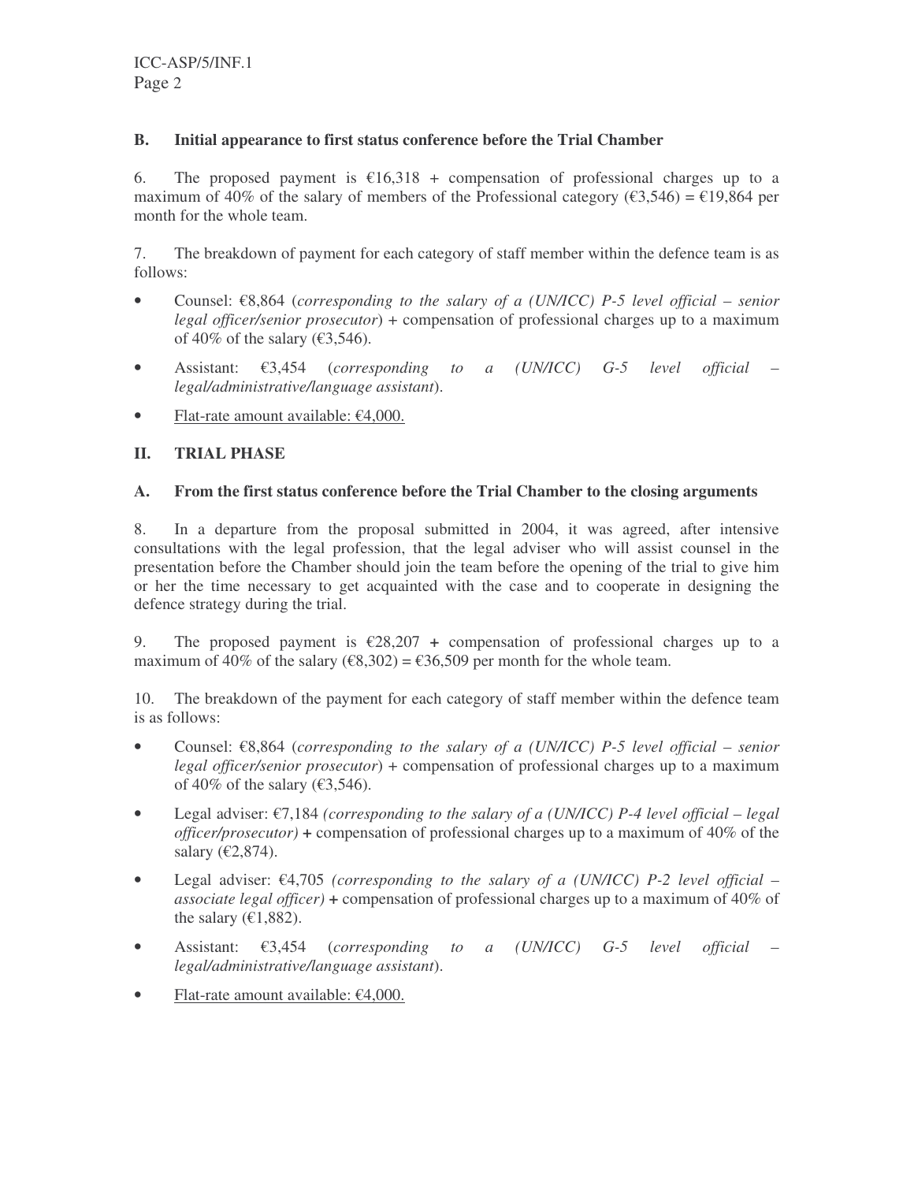### B. Initial appearance to first status conference before the Trial Chamber

6. The proposed payment is €16,318 + compensation of professional charges up to a maximum of 40% of the salary of members of the Professional category (€3,546) = €19,864 per month for the whole team.

7. The breakdown of payment for each category of staff member within the defence team is as follows:

- Counsel: €8,864 (*corresponding to the salary of a (UN/ICC) P-5 level official – senior legal officer/senior prosecutor*) + compensation of professional charges up to a maximum of 40% of the salary (€3,546).
- Assistant: €3,454 (*corresponding to a (UN/ICC) G-5 level official – legal/administrative/language assistant*).
- Flat-rate amount available: €4,000.

## II. TRIAL PHASE

### A. From the first status conference before the Trial Chamber to the closing arguments

8. In a departure from the proposal submitted in 2004, it was agreed, after intensive consultations with the legal profession, that the legal adviser who will assist counsel in the presentation before the Chamber should join the team before the opening of the trial to give him or her the time necessary to get acquainted with the case and to cooperate in designing the defence strategy during the trial.

9. The proposed payment is €28,207 + compensation of professional charges up to a maximum of 40% of the salary (€8,302) = €36,509 per month for the whole team.

10. The breakdown of the payment for each category of staff member within the defence team is as follows:

- Counsel: €8,864 (*corresponding to the salary of a (UN/ICC) P-5 level official – senior legal officer/senior prosecutor*) + compensation of professional charges up to a maximum of 40% of the salary (€3,546).
- Legal adviser: €7,184 *(corresponding to the salary of a (UN/ICC) P-4 level official – legal officer/prosecutor)* + compensation of professional charges up to a maximum of 40% of the salary (€2,874).
- Legal adviser: €4,705 *(corresponding to the salary of a (UN/ICC) P-2 level official – associate legal officer)* + compensation of professional charges up to a maximum of 40% of the salary (€1,882).
- Assistant: €3,454 (*corresponding to a (UN/ICC) G-5 level official – legal/administrative/language assistant*).
- Flat-rate amount available: €4,000.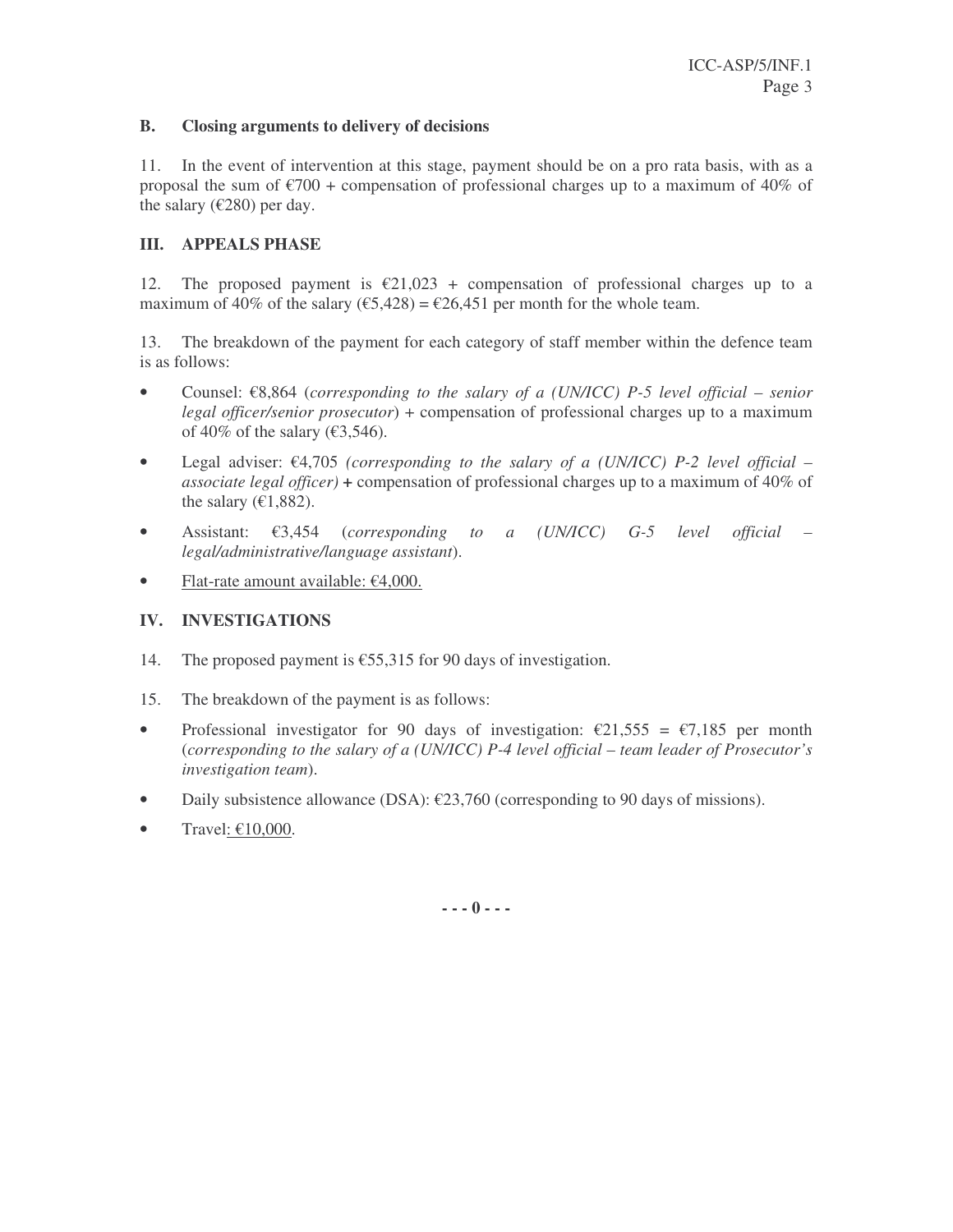### B. Closing arguments to delivery of decisions

11. In the event of intervention at this stage, payment should be on a pro rata basis, with as a proposal the sum of €700 + compensation of professional charges up to a maximum of 40% of the salary (€280) per day.

## III. APPEALS PHASE

12. The proposed payment is €21,023 + compensation of professional charges up to a maximum of 40% of the salary (€5,428) = €26,451 per month for the whole team.

13. The breakdown of the payment for each category of staff member within the defence team is as follows:

- Counsel: €8,864 (*corresponding to the salary of a (UN/ICC) P-5 level official – senior legal officer/senior prosecutor*) + compensation of professional charges up to a maximum of 40% of the salary (€3,546).
- Legal adviser: €4,705 *(corresponding to the salary of a (UN/ICC) P-2 level official – associate legal officer)* **+** compensation of professional charges up to a maximum of 40% of the salary (€1,882).
- Assistant: €3,454 (*corresponding to a (UN/ICC) G-5 level official – legal/administrative/language assistant*).
- Flat-rate amount available: €4,000.

## IV. INVESTIGATIONS

14. The proposed payment is €55,315 for 90 days of investigation.

15. The breakdown of the payment is as follows:

- Professional investigator for 90 days of investigation: €21,555 = €7,185 per month (*corresponding to the salary of a (UN/ICC) P-4 level official – team leader of Prosecutor's investigation team*).
- Daily subsistence allowance (DSA): €23,760 (corresponding to 90 days of missions).
- Travel: €10,000.

**- - - 0 - - -**